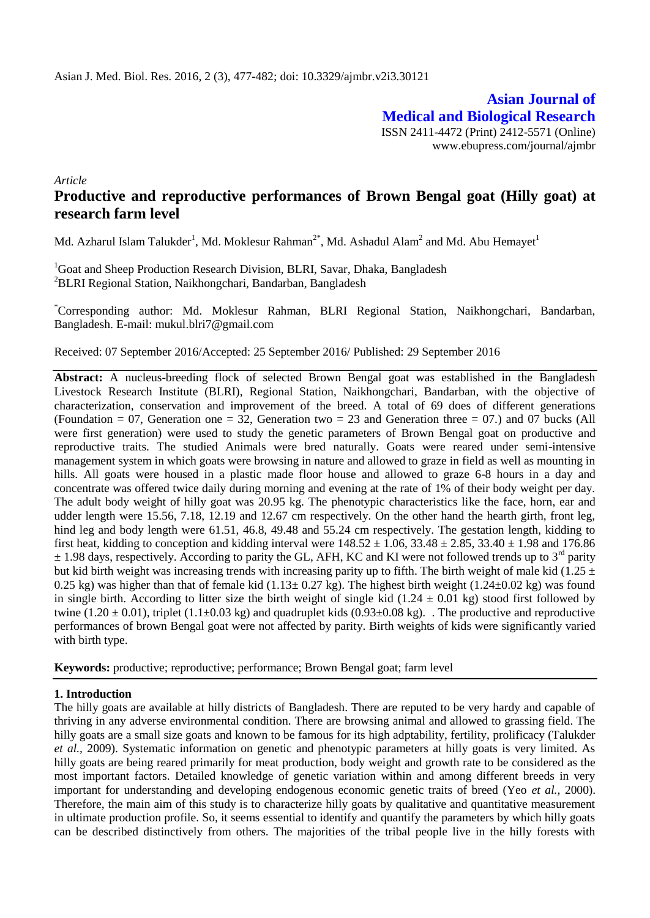*Article*

# Productive and reproductive performances of Brown Bengal goat (Hilly goat) at research farm level

Md. Azharul Islam Talukder[1], Md. Moklesur Rahman[2*], Md. Ashadul Alam[2] and Md. Abu Hemayet[1]

[1]Goat and Sheep Production Research Division, BLRI, Savar, Dhaka, Bangladesh
[2]BLRI Regional Station, Naikhongchari, Bandarban, Bangladesh

[*]Corresponding author: Md. Moklesur Rahman, BLRI Regional Station, Naikhongchari, Bandarban, Bangladesh. E-mail: mukul.blri7@gmail.com

Received: 07 September 2016/Accepted: 25 September 2016/ Published: 29 September 2016

**Abstract:** A nucleus-breeding flock of selected Brown Bengal goat was established in the Bangladesh Livestock Research Institute (BLRI), Regional Station, Naikhongchari, Bandarban, with the objective of characterization, conservation and improvement of the breed. A total of 69 does of different generations (Foundation = 07, Generation one = 32, Generation two = 23 and Generation three = 07.) and 07 bucks (All were first geneation) were used to study the genetic parameters of Brown Bengal goat on productive and reproductive traits. The studied Animals were bred naturally. Goats were reared under semi-intensive management system in which goats were browsing in nature and allowed to graze in field as well as mounting in hills. All goats were housed in a plastic made floor house and allowed to graze 6-8 hours in a day and concentrate was offered twice daily during morning and evening at the rate of 1% of their body weight per day. The adult body weight of hilly goat was 20.95 kg. The phenotypic characteristics like the face, horn, ear and udder length were 15.56, 7.18, 12.19 and 12.67 cm respectively. On the other hand the hearth girth, front leg, hind leg and body length were 61.51, 46.8, 49.48 and 55.24 cm respectively. The gestation length, kidding to first heat, kidding to conception and kidding interval were $148.52 \pm 1.06$, $33.48 \pm 2.85$, $33.40 \pm 1.98$ and $176.86 \pm 1.98$ days, respectively. According to parity the GL, AFH, KC and KI were not followed trends up to 3rd parity but kid birth weight was increasing trends with increasing parity up to fifth. The birth weight of male kid ($1.25 \pm 0.25$ kg) was higher than that of female kid ($1.13 \pm 0.27$ kg). The highest birth weight ($1.24 \pm 0.02$ kg) was found in single birth. According to litter size the birth weight of single kid ($1.24 \pm 0.01$ kg) stood first followed by twine ($1.20 \pm 0.01$), triplet ($1.1 \pm 0.03$ kg) and quadruplet kids ($0.93 \pm 0.08$ kg). . The productive and reproductive performances of brown Bengal goat were not affected by parity. Birth weights of kids were significantly varied with birth type.

**Keywords:** productive; reproductive; performance; Brown Bengal goat; farm level

## 1. Introduction

The hilly goats are available at hilly districts of Bangladesh. There are reputed to be very hardy and capable of thriving in any adverse environmental condition. There are browsing animal and allowed to grassing field. The hilly goats are a small size goats and known to be famous for its high adptability, fertility, prolificacy (Talukder *et al.*, 2009). Systematic information on genetic and phenotypic parameters at hilly goats is very limited. As hilly goats are being reared primarily for meat production, body weight and growth rate to be considered as the most important factors. Detailed knowledge of genetic variation within and among different breeds in very important for understanding and developing endogenous economic genetic traits of breed (Yeo *et al.,* 2000). Therefore, the main aim of this study is to characterize hilly goats by qualitative and quantitative measurement in ultimate production profile. So, it seems essential to identify and quantify the parameters by which hilly goats can be described distinctively from others. The majorities of the tribal people live in the hilly forests with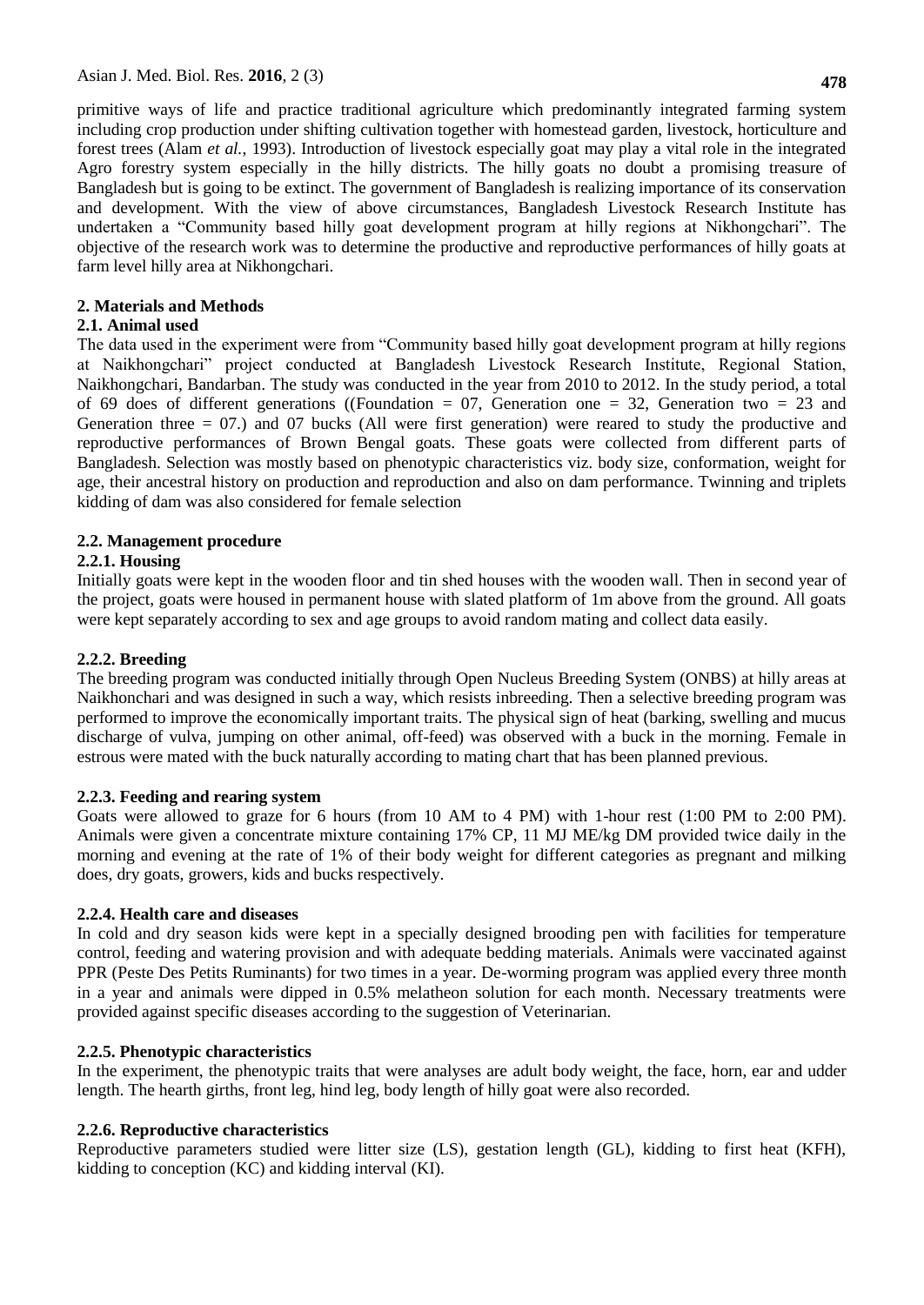primitive ways of life and practice traditional agriculture which predominantly integrated farming system including crop production under shifting cultivation together with homestead garden, livestock, horticulture and forest trees (Alam *et al.*, 1993). Introduction of livestock especially goat may play a vital role in the integrated Agro forestry system especially in the hilly districts. The hilly goats no doubt a promising treasure of Bangladesh but is going to be extinct. The government of Bangladesh is realizing importance of its conservation and development. With the view of above circumstances, Bangladesh Livestock Research Institute has undertaken a "Community based hilly goat development program at hilly regions at Nikhongchari". The objective of the research work was to determine the productive and reproductive performances of hilly goats at farm level hilly area at Nikhongchari.

## 2. Materials and Methods

### 2.1. Animal used

The data used in the experiment were from "Community based hilly goat development program at hilly regions at Naikhongchari" project conducted at Bangladesh Livestock Research Institute, Regional Station, Naikhongchari, Bandarban. The study was conducted in the year from 2010 to 2012. In the study period, a total of 69 does of different generations ((Foundation = 07, Generation one = 32, Generation two = 23 and Generation three = 07.) and 07 bucks (All were first generation) were reared to study the productive and reproductive performances of Brown Bengal goats. These goats were collected from different parts of Bangladesh. Selection was mostly based on phenotypic characteristics viz. body size, conformation, weight for age, their ancestral history on production and reproduction and also on dam performance. Twinning and triplets kidding of dam was also considered for female selection

### 2.2. Management procedure

#### 2.2.1. Housing

Initially goats were kept in the wooden floor and tin shed houses with the wooden wall. Then in second year of the project, goats were housed in permanent house with slated platform of 1m above from the ground. All goats were kept separately according to sex and age groups to avoid random mating and collect data easily.

#### 2.2.2. Breeding

The breeding program was conducted initially through Open Nucleus Breeding System (ONBS) at hilly areas at Naikhonchari and was designed in such a way, which resists inbreeding. Then a selective breeding program was performed to improve the economically important traits. The physical sign of heat (barking, swelling and mucus discharge of vulva, jumping on other animal, off-feed) was observed with a buck in the morning. Female in estrous were mated with the buck naturally according to mating chart that has been planned previous.

#### 2.2.3. Feeding and rearing system

Goats were allowed to graze for 6 hours (from 10 AM to 4 PM) with 1-hour rest (1:00 PM to 2:00 PM). Animals were given a concentrate mixture containing 17% CP, 11 MJ ME/kg DM provided twice daily in the morning and evening at the rate of 1% of their body weight for different categories as pregnant and milking does, dry goats, growers, kids and bucks respectively.

#### 2.2.4. Health care and diseases

In cold and dry season kids were kept in a specially designed brooding pen with facilities for temperature control, feeding and watering provision and with adequate bedding materials. Animals were vaccinated against PPR (Peste Des Petits Ruminants) for two times in a year. De-worming program was applied every three month in a year and animals were dipped in 0.5% melatheon solution for each month. Necessary treatments were provided against specific diseases according to the suggestion of Veterinarian.

#### 2.2.5. Phenotypic characteristics

In the experiment, the phenotypic traits that were analyses are adult body weight, the face, horn, ear and udder length. The hearth girths, front leg, hind leg, body length of hilly goat were also recorded.

#### 2.2.6. Reproductive characteristics

Reproductive parameters studied were litter size (LS), gestation length (GL), kidding to first heat (KFH), kidding to conception (KC) and kidding interval (KI).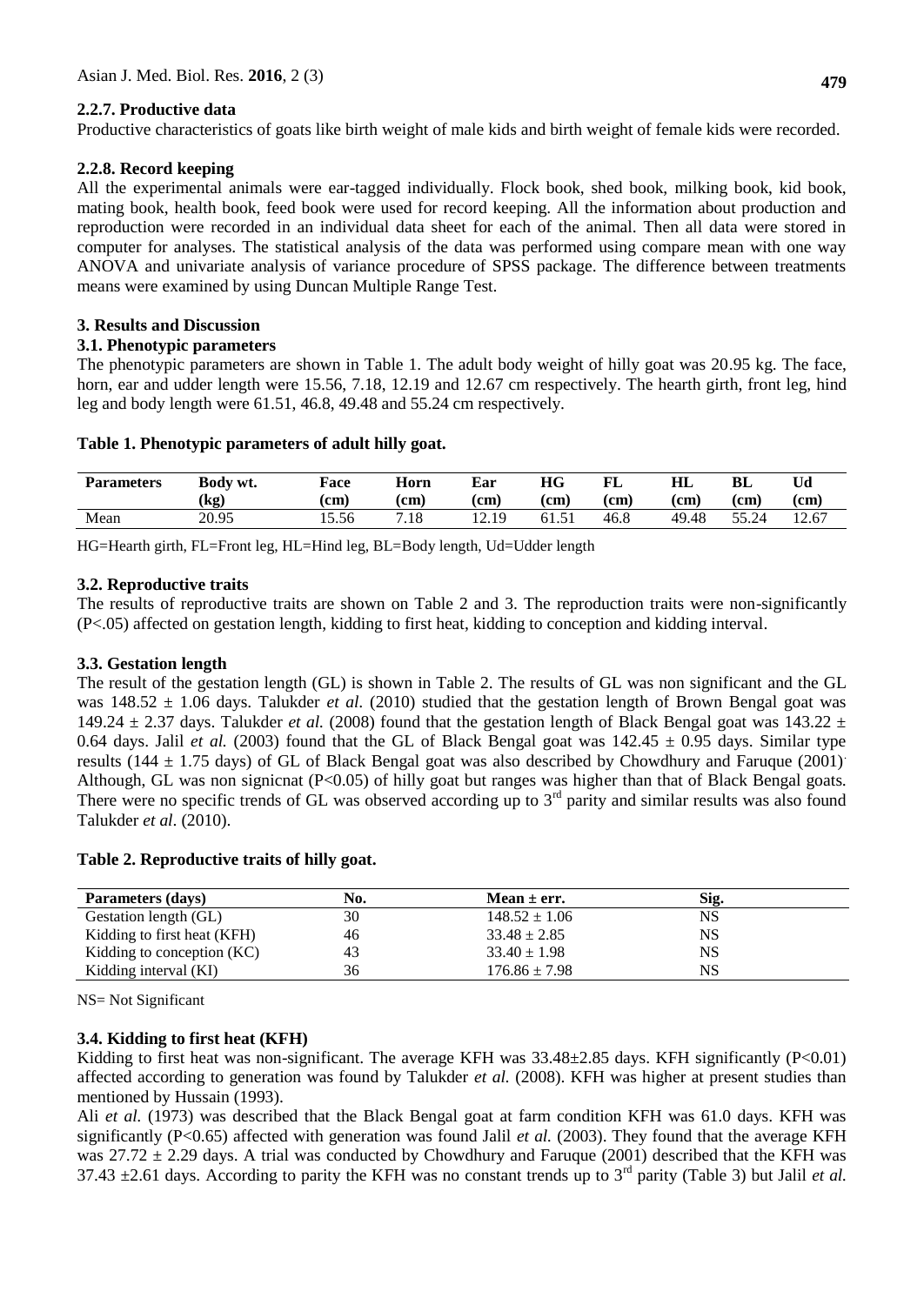### 2.2.7. Productive data

Productive characteristics of goats like birth weight of male kids and birth weight of female kids were recorded.

### 2.2.8. Record keeping

All the experimental animals were ear-tagged individually. Flock book, shed book, milking book, kid book, mating book, health book, feed book were used for record keeping. All the information about production and reproduction were recorded in an individual data sheet for each of the animal. Then all data were stored in computer for analyses. The statistical analysis of the data was performed using compare mean with one way ANOVA and univariate analysis of variance procedure of SPSS package. The difference between treatments means were examined by using Duncan Multiple Range Test.

## 3. Results and Discussion

### 3.1. Phenotypic parameters

The phenotypic parameters are shown in Table 1. The adult body weight of hilly goat was 20.95 kg. The face, horn, ear and udder length were 15.56, 7.18, 12.19 and 12.67 cm respectively. The hearth girth, front leg, hind leg and body length were 61.51, 46.8, 49.48 and 55.24 cm respectively.

**Table 1. Phenotypic parameters of adult hilly goat.**

| Parameters | Body wt. (kg) | Face (cm) | Horn (cm) | Ear (cm) | HG (cm) | FL (cm) | HL (cm) | BL (cm) | Ud (cm) |
|---|---|---|---|---|---|---|---|---|---|
| Mean | 20.95 | 15.56 | 7.18 | 12.19 | 61.51 | 46.8 | 49.48 | 55.24 | 12.67 |

HG=Hearth girth, FL=Front leg, HL=Hind leg, BL=Body length, Ud=Udder length

### 3.2. Reproductive traits

The results of reproductive traits are shown on Table 2 and 3. The reproduction traits were non-significantly ($P<.05$) affected on gestation length, kidding to first heat, kidding to conception and kidding interval.

### 3.3. Gestation length

The result of the gestation length (GL) is shown in Table 2. The results of GL was non significant and the GL was $148.52 \pm 1.06$ days. Talukder *et al*. (2010) studied that the gestation length of Brown Bengal goat was $149.24 \pm 2.37$ days. Talukder *et al.* (2008) found that the gestation length of Black Bengal goat was $143.22 \pm 0.64$ days. Jalil *et al.* (2003) found that the GL of Black Bengal goat was $142.45 \pm 0.95$ days. Similar type results ($144 \pm 1.75$ days) of GL of Black Bengal goat was also described by Chowdhury and Faruque (2001). Although, GL was non signicnat ($P<0.05$) of hilly goat but ranges was higher than that of Black Bengal goats. There were no specific trends of GL was observed according up to 3rd parity and similar results was also found Talukder *et al*. (2010).

**Table 2. Reproductive traits of hilly goat.**

| Parameters (days) | No. | Mean ± err. | Sig. |
|---|---|---|---|
| Gestation length (GL) | 30 | $148.52 \pm 1.06$ | NS |
| Kidding to first heat (KFH) | 46 | $33.48 \pm 2.85$ | NS |
| Kidding to conception (KC) | 43 | $33.40 \pm 1.98$ | NS |
| Kidding interval (KI) | 36 | $176.86 \pm 7.98$ | NS |

NS= Not Significant

### 3.4. Kidding to first heat (KFH)

Kidding to first heat was non-significant. The average KFH was $33.48 \pm 2.85$ days. KFH significantly ($P<0.01$) affected according to generation was found by Talukder *et al.* (2008). KFH was higher at present studies than mentioned by Hussain (1993).

Ali *et al.* (1973) was described that the Black Bengal goat at farm condition KFH was 61.0 days. KFH was significantly ($P<0.65$) affected with generation was found Jalil *et al.* (2003). They found that the average KFH was $27.72 \pm 2.29$ days. A trial was conducted by Chowdhury and Faruque (2001) described that the KFH was $37.43 \pm 2.61$ days. According to parity the KFH was no constant trends up to 3rd parity (Table 3) but Jalil *et al.*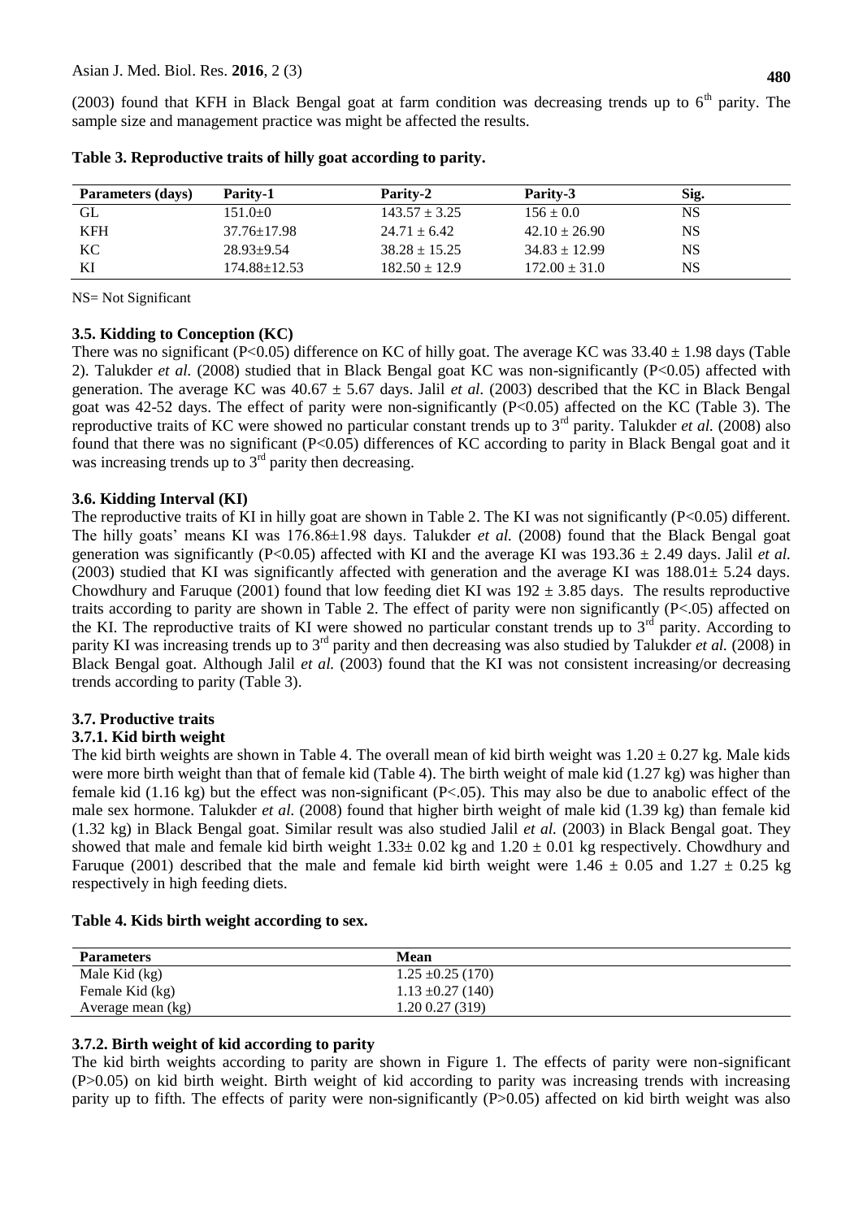(2003) found that KFH in Black Bengal goat at farm condition was decreasing trends up to 6th parity. The sample size and management practice was might be affected the results.

**Table 3. Reproductive traits of hilly goat according to parity.**

| Parameters (days) | Parity-1 | Parity-2 | Parity-3 | Sig. |
|---|---|---|---|---|
| GL | 151.0±0 | 143.57 ± 3.25 | 156 ± 0.0 | NS |
| KFH | 37.76±17.98 | 24.71 ± 6.42 | 42.10 ± 26.90 | NS |
| KC | 28.93±9.54 | 38.28 ± 15.25 | 34.83 ± 12.99 | NS |
| KI | 174.88±12.53 | 182.50 ± 12.9 | 172.00 ± 31.0 | NS |

NS= Not Significant

### 3.5. Kidding to Conception (KC)

There was no significant ($P<0.05$) difference on KC of hilly goat. The average KC was 33.40 ± 1.98 days (Table 2). Talukder *et al.* (2008) studied that in Black Bengal goat KC was non-significantly ($P<0.05$) affected with generation. The average KC was 40.67 ± 5.67 days. Jalil *et al.* (2003) described that the KC in Black Bengal goat was 42-52 days. The effect of parity were non-significantly ($P<0.05$) affected on the KC (Table 3). The reproductive traits of KC were showed no particular constant trends up to 3rd parity. Talukder *et al.* (2008) also found that there was no significant ($P<0.05$) differences of KC according to parity in Black Bengal goat and it was increasing trends up to 3rd parity then decreasing.

### 3.6. Kidding Interval (KI)

The reproductive traits of KI in hilly goat are shown in Table 2. The KI was not significantly ($P<0.05$) different. The hilly goats' means KI was 176.86±1.98 days. Talukder *et al.* (2008) found that the Black Bengal goat generation was significantly ($P<0.05$) affected with KI and the average KI was 193.36 ± 2.49 days. Jalil *et al.* (2003) studied that KI was significantly affected with generation and the average KI was 188.01± 5.24 days. Chowdhury and Faruque (2001) found that low feeding diet KI was 192 ± 3.85 days. The results reproductive traits according to parity are shown in Table 2. The effect of parity were non significantly ($P<.05$) affected on the KI. The reproductive traits of KI were showed no particular constant trends up to 3rd parity. According to parity KI was increasing trends up to 3rd parity and then decreasing was also studied by Talukder *et al.* (2008) in Black Bengal goat. Although Jalil *et al.* (2003) found that the KI was not consistent increasing/or decreasing trends according to parity (Table 3).

### 3.7. Productive traits

#### 3.7.1. Kid birth weight

The kid birth weights are shown in Table 4. The overall mean of kid birth weight was 1.20 ± 0.27 kg. Male kids were more birth weight than that of female kid (Table 4). The birth weight of male kid (1.27 kg) was higher than female kid (1.16 kg) but the effect was non-significant ($P<.05$). This may also be due to anabolic effect of the male sex hormone. Talukder *et al.* (2008) found that higher birth weight of male kid (1.39 kg) than female kid (1.32 kg) in Black Bengal goat. Similar result was also studied Jalil *et al.* (2003) in Black Bengal goat. They showed that male and female kid birth weight 1.33± 0.02 kg and 1.20 ± 0.01 kg respectively. Chowdhury and Faruque (2001) described that the male and female kid birth weight were 1.46 ± 0.05 and 1.27 ± 0.25 kg respectively in high feeding diets.

**Table 4. Kids birth weight according to sex.**

| Parameters | Mean |
|---|---|
| Male Kid (kg) | 1.25 ±0.25 (170) |
| Female Kid (kg) | 1.13 ±0.27 (140) |
| Average mean (kg) | 1.20 0.27 (319) |

#### 3.7.2. Birth weight of kid according to parity

The kid birth weights according to parity are shown in Figure 1. The effects of parity were non-significant ($P>0.05$) on kid birth weight. Birth weight of kid according to parity was increasing trends with increasing parity up to fifth. The effects of parity were non-significantly ($P>0.05$) affected on kid birth weight was also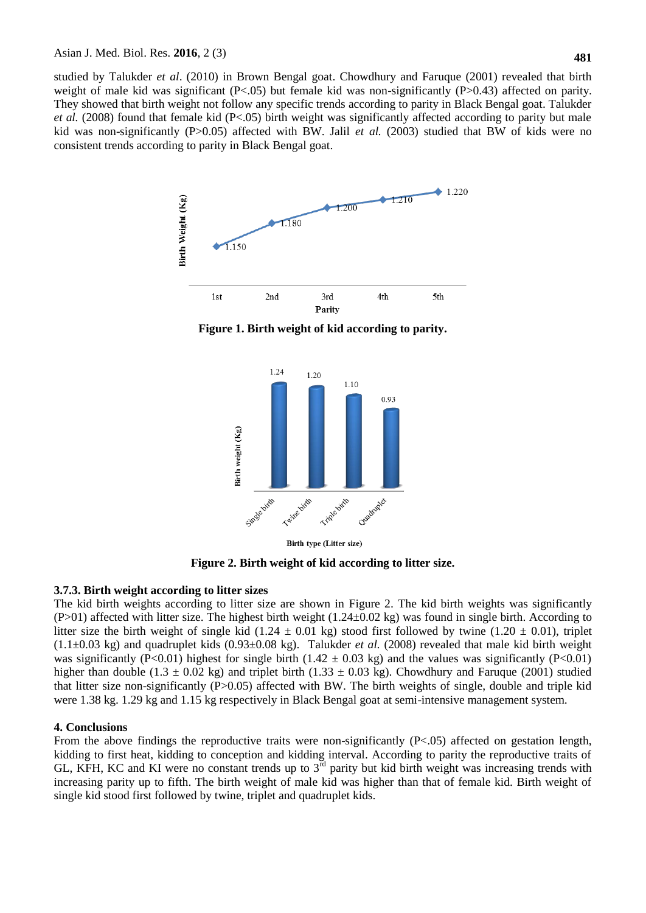studied by Talukder *et al*. (2010) in Brown Bengal goat. Chowdhury and Faruque (2001) revealed that birth weight of male kid was significant ($P<.05$) but female kid was non-significantly ($P>0.43$) affected on parity. They showed that birth weight not follow any specific trends according to parity in Black Bengal goat. Talukder *et al.* (2008) found that female kid ($P<.05$) birth weight was significantly affected according to parity but male kid was non-significantly ($P>0.05$) affected with BW. Jalil *et al.* (2003) studied that BW of kids were no consistent trends according to parity in Black Bengal goat.

**Figure 1. Birth weight of kid according to parity.**

**Figure 2. Birth weight of kid according to litter size.**

### 3.7.3. Birth weight according to litter sizes

The kid birth weights according to litter size are shown in Figure 2. The kid birth weights was significantly ($P>01$) affected with litter size. The highest birth weight ($1.24\pm0.02$ kg) was found in single birth. According to litter size the birth weight of single kid ($1.24 \pm 0.01$ kg) stood first followed by twine ($1.20 \pm 0.01$), triplet ($1.1\pm0.03$ kg) and quadruplet kids ($0.93\pm0.08$ kg). Talukder *et al.* (2008) revealed that male kid birth weight was significantly ($P<0.01$) highest for single birth ($1.42 \pm 0.03$ kg) and the values was significantly ($P<0.01$) higher than double ($1.3 \pm 0.02$ kg) and triplet birth ($1.33 \pm 0.03$ kg). Chowdhury and Faruque (2001) studied that litter size non-significantly ($P>0.05$) affected with BW. The birth weights of single, double and triple kid were 1.38 kg. 1.29 kg and 1.15 kg respectively in Black Bengal goat at semi-intensive management system.

## 4. Conclusions

From the above findings the reproductive traits were non-significantly ($P<.05$) affected on gestation length, kidding to first heat, kidding to conception and kidding interval. According to parity the reproductive traits of GL, KFH, KC and KI were no constant trends up to 3rd parity but kid birth weight was increasing trends with increasing parity up to fifth. The birth weight of male kid was higher than that of female kid. Birth weight of single kid stood first followed by twine, triplet and quadruplet kids.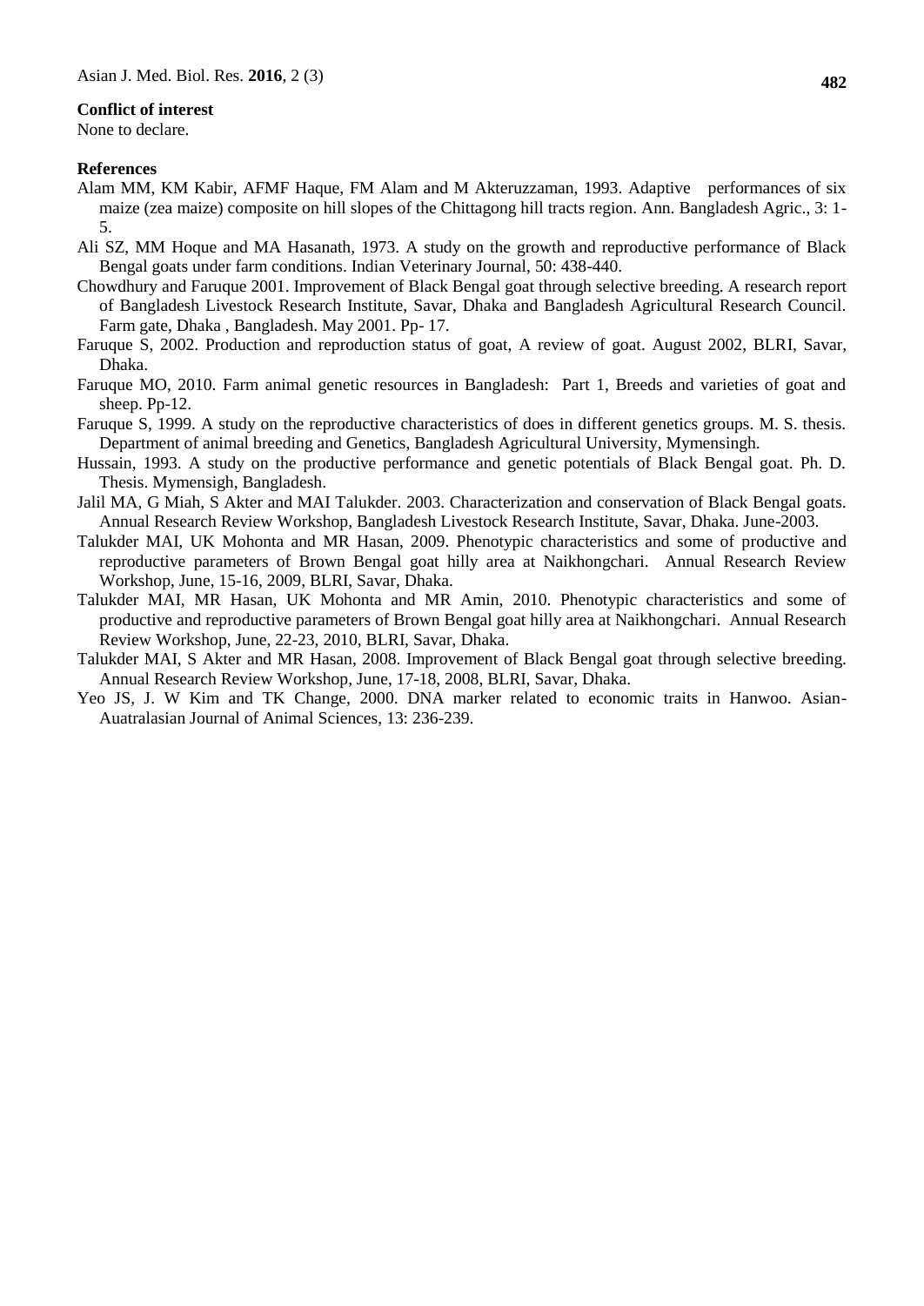**Conflict of interest**

None to declare.

**References**

Alam MM, KM Kabir, AFMF Haque, FM Alam and M Akteruzzaman, 1993. Adaptive performances of six maize (zea maize) composite on hill slopes of the Chittagong hill tracts region. Ann. Bangladesh Agric., 3: 1-5.

Ali SZ, MM Hoque and MA Hasanath, 1973. A study on the growth and reproductive performance of Black Bengal goats under farm conditions. Indian Veterinary Journal, 50: 438-440.

Chowdhury and Faruque 2001. Improvement of Black Bengal goat through selective breeding. A research report of Bangladesh Livestock Research Institute, Savar, Dhaka and Bangladesh Agricultural Research Council. Farm gate, Dhaka , Bangladesh. May 2001. Pp- 17.

Faruque S, 2002. Production and reproduction status of goat, A review of goat. August 2002, BLRI, Savar, Dhaka.

Faruque MO, 2010. Farm animal genetic resources in Bangladesh: Part 1, Breeds and varieties of goat and sheep. Pp-12.

Faruque S, 1999. A study on the reproductive characteristics of does in different genetics groups. M. S. thesis. Department of animal breeding and Genetics, Bangladesh Agricultural University, Mymensingh.

Hussain, 1993. A study on the productive performance and genetic potentials of Black Bengal goat. Ph. D. Thesis. Mymensigh, Bangladesh.

Jalil MA, G Miah, S Akter and MAI Talukder. 2003. Characterization and conservation of Black Bengal goats. Annual Research Review Workshop, Bangladesh Livestock Research Institute, Savar, Dhaka. June-2003.

Talukder MAI, UK Mohonta and MR Hasan, 2009. Phenotypic characteristics and some of productive and reproductive parameters of Brown Bengal goat hilly area at Naikhongchari. Annual Research Review Workshop, June, 15-16, 2009, BLRI, Savar, Dhaka.

Talukder MAI, MR Hasan, UK Mohonta and MR Amin, 2010. Phenotypic characteristics and some of productive and reproductive parameters of Brown Bengal goat hilly area at Naikhongchari. Annual Research Review Workshop, June, 22-23, 2010, BLRI, Savar, Dhaka.

Talukder MAI, S Akter and MR Hasan, 2008. Improvement of Black Bengal goat through selective breeding. Annual Research Review Workshop, June, 17-18, 2008, BLRI, Savar, Dhaka.

Yeo JS, J. W Kim and TK Change, 2000. DNA marker related to economic traits in Hanwoo. Asian-Auatralasian Journal of Animal Sciences, 13: 236-239.